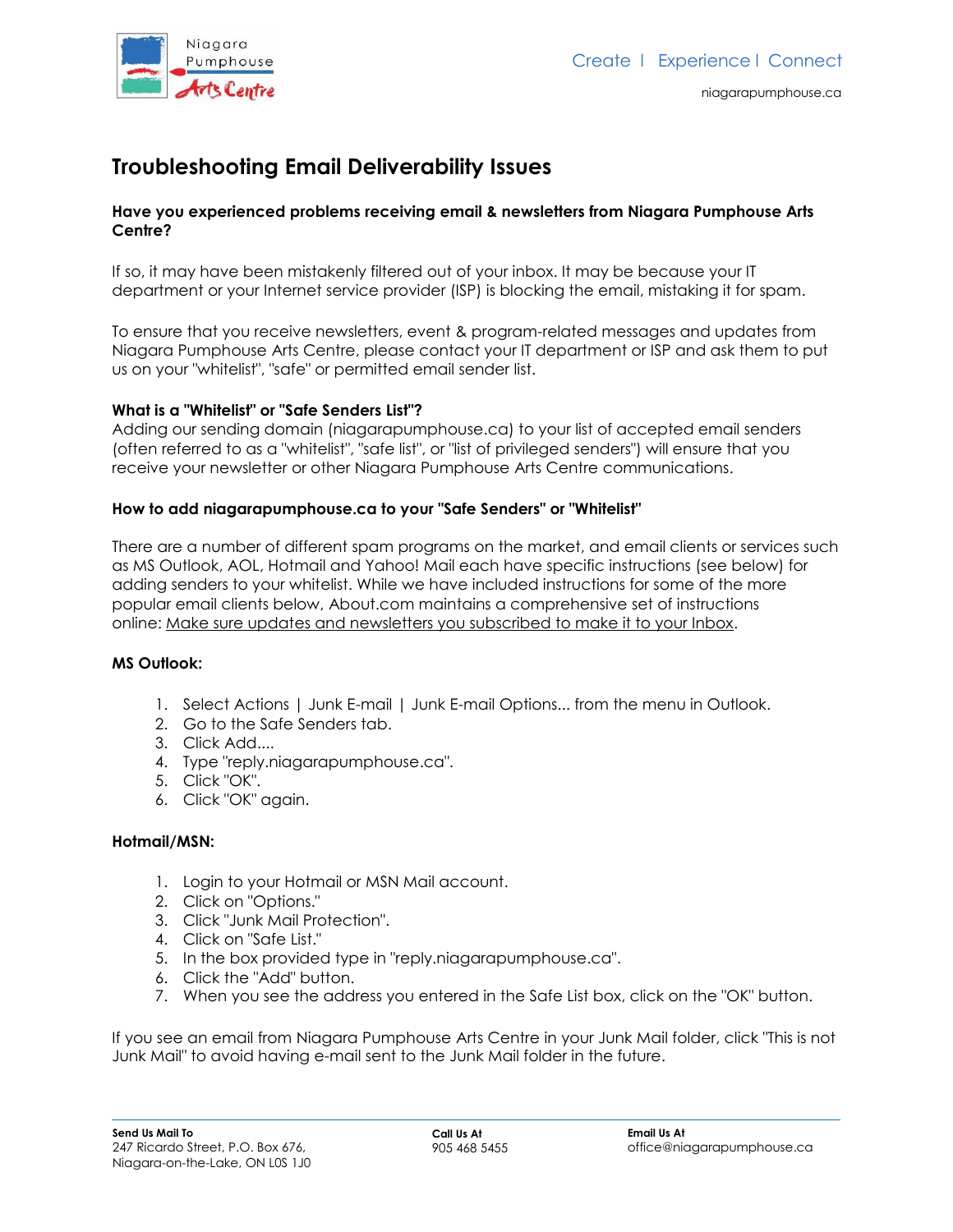# Troubleshooting Email Deliverability Issues

**Have you experienced problems receiving email & newsletters from Niagara Pumphouse Arts Centre?**

If so, it may have been mistakenly filtered out of your inbox. It may be because your IT department or your Internet service provider (ISP) is blocking the email, mistaking it for spam.

To ensure that you receive newsletters, event & program-related messages and updates from Niagara Pumphouse Arts Centre, please contact your IT department or ISP and ask them to put us on your "whitelist", "safe" or permitted email sender list.

**What is a "Whitelist" or "Safe Senders List"?**
Adding our sending domain (niagarapumphouse.ca) to your list of accepted email senders (often referred to as a "whitelist", "safe list", or "list of privileged senders") will ensure that you receive your newsletter or other Niagara Pumphouse Arts Centre communications.

**How to add niagarapumphouse.ca to your "Safe Senders" or "Whitelist"**

There are a number of different spam programs on the market, and email clients or services such as MS Outlook, AOL, Hotmail and Yahoo! Mail each have specific instructions (see below) for adding senders to your whitelist. While we have included instructions for some of the more popular email clients below, About.com maintains a comprehensive set of instructions online: Make sure updates and newsletters you subscribed to make it to your Inbox.

**MS Outlook:**

1. Select Actions | Junk E-mail | Junk E-mail Options... from the menu in Outlook.
2. Go to the Safe Senders tab.
3. Click Add....
4. Type "reply.niagarapumphouse.ca".
5. Click "OK".
6. Click "OK" again.

**Hotmail/MSN:**

1. Login to your Hotmail or MSN Mail account.
2. Click on "Options."
3. Click "Junk Mail Protection".
4. Click on "Safe List."
5. In the box provided type in "reply.niagarapumphouse.ca".
6. Click the "Add" button.
7. When you see the address you entered in the Safe List box, click on the "OK" button.

If you see an email from Niagara Pumphouse Arts Centre in your Junk Mail folder, click "This is not Junk Mail" to avoid having e-mail sent to the Junk Mail folder in the future.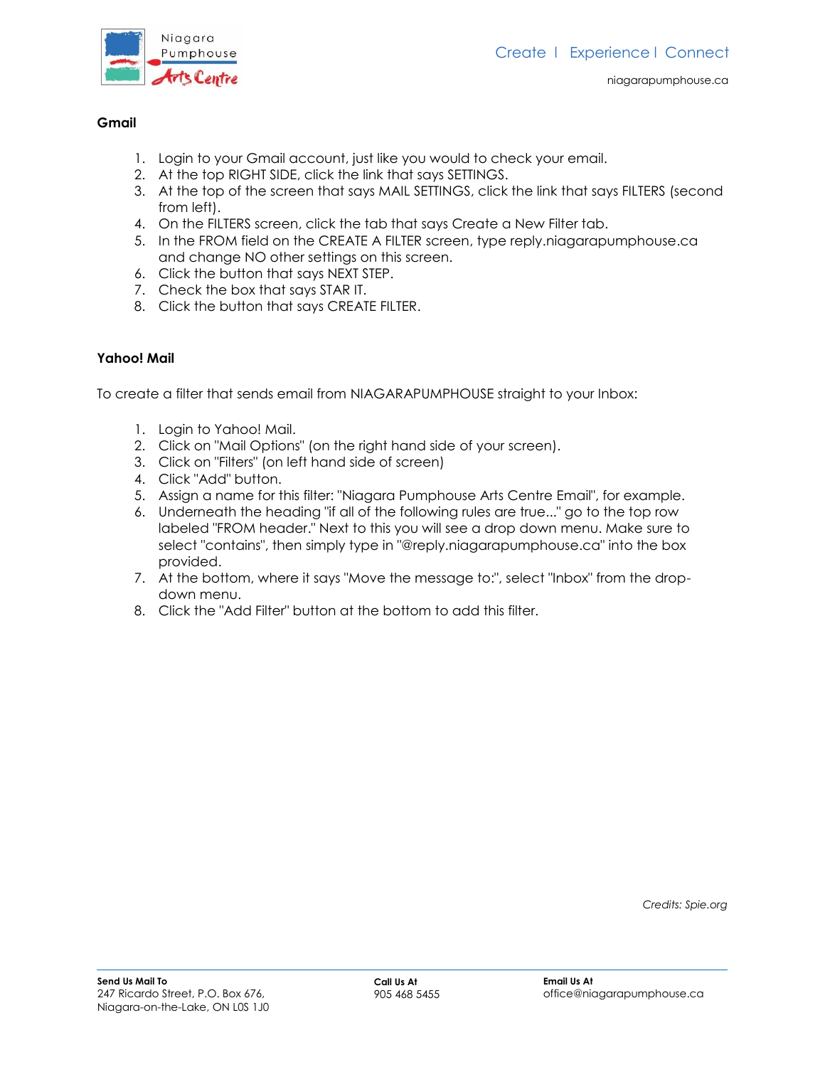## Gmail

1. Login to your Gmail account, just like you would to check your email.
2. At the top RIGHT SIDE, click the link that says SETTINGS.
3. At the top of the screen that says MAIL SETTINGS, click the link that says FILTERS (second from left).
4. On the FILTERS screen, click the tab that says Create a New Filter tab.
5. In the FROM field on the CREATE A FILTER screen, type reply.niagarapumphouse.ca and change NO other settings on this screen.
6. Click the button that says NEXT STEP.
7. Check the box that says STAR IT.
8. Click the button that says CREATE FILTER.

## Yahoo! Mail

To create a filter that sends email from NIAGARAPUMPHOUSE straight to your Inbox:

1. Login to Yahoo! Mail.
2. Click on "Mail Options" (on the right hand side of your screen).
3. Click on "Filters" (on left hand side of screen)
4. Click "Add" button.
5. Assign a name for this filter: "Niagara Pumphouse Arts Centre Email", for example.
6. Underneath the heading "if all of the following rules are true..." go to the top row labeled "FROM header." Next to this you will see a drop down menu. Make sure to select "contains", then simply type in "@reply.niagarapumphouse.ca" into the box provided.
7. At the bottom, where it says "Move the message to:", select "Inbox" from the drop-down menu.
8. Click the "Add Filter" button at the bottom to add this filter.

*Credits: Spie.org*